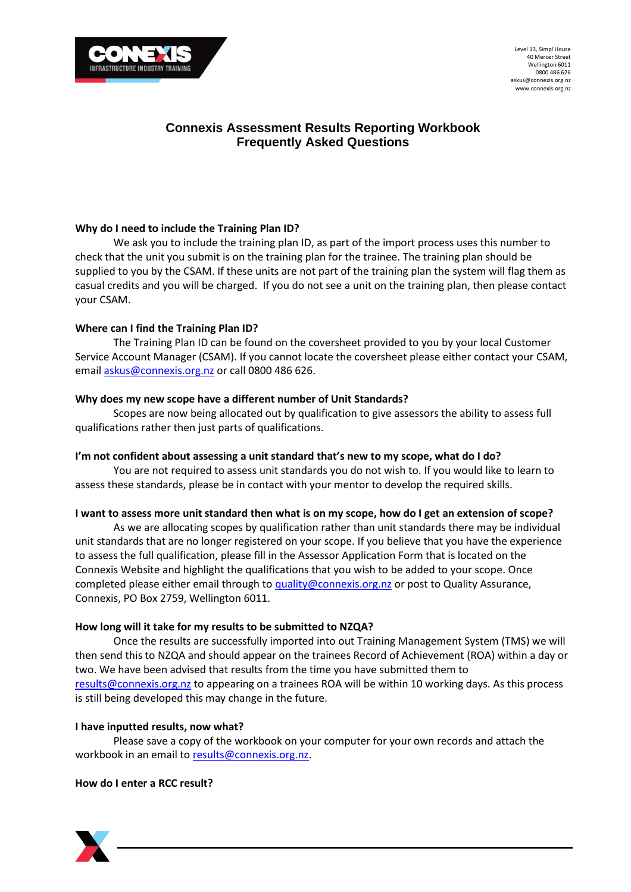Level 13, Simpl House
40 Mercer Street
Wellington 6011
0800 486 626
askus@connexis.org.nz
www.connexis.org.nz

# Connexis Assessment Results Reporting Workbook
# Frequently Asked Questions

**Why do I need to include the Training Plan ID?**

We ask you to include the training plan ID, as part of the import process uses this number to check that the unit you submit is on the training plan for the trainee. The training plan should be supplied to you by the CSAM. If these units are not part of the training plan the system will flag them as casual credits and you will be charged. If you do not see a unit on the training plan, then please contact your CSAM.

**Where can I find the Training Plan ID?**

The Training Plan ID can be found on the coversheet provided to you by your local Customer Service Account Manager (CSAM). If you cannot locate the coversheet please either contact your CSAM, email askus@connexis.org.nz or call 0800 486 626.

**Why does my new scope have a different number of Unit Standards?**

Scopes are now being allocated out by qualification to give assessors the ability to assess full qualifications rather then just parts of qualifications.

**I'm not confident about assessing a unit standard that's new to my scope, what do I do?**

You are not required to assess unit standards you do not wish to. If you would like to learn to assess these standards, please be in contact with your mentor to develop the required skills.

**I want to assess more unit standard then what is on my scope, how do I get an extension of scope?**

As we are allocating scopes by qualification rather than unit standards there may be individual unit standards that are no longer registered on your scope. If you believe that you have the experience to assess the full qualification, please fill in the Assessor Application Form that is located on the Connexis Website and highlight the qualifications that you wish to be added to your scope. Once completed please either email through to quality@connexis.org.nz or post to Quality Assurance, Connexis, PO Box 2759, Wellington 6011.

**How long will it take for my results to be submitted to NZQA?**

Once the results are successfully imported into out Training Management System (TMS) we will then send this to NZQA and should appear on the trainees Record of Achievement (ROA) within a day or two. We have been advised that results from the time you have submitted them to results@connexis.org.nz to appearing on a trainees ROA will be within 10 working days. As this process is still being developed this may change in the future.

**I have inputted results, now what?**

Please save a copy of the workbook on your computer for your own records and attach the workbook in an email to results@connexis.org.nz.

**How do I enter a RCC result?**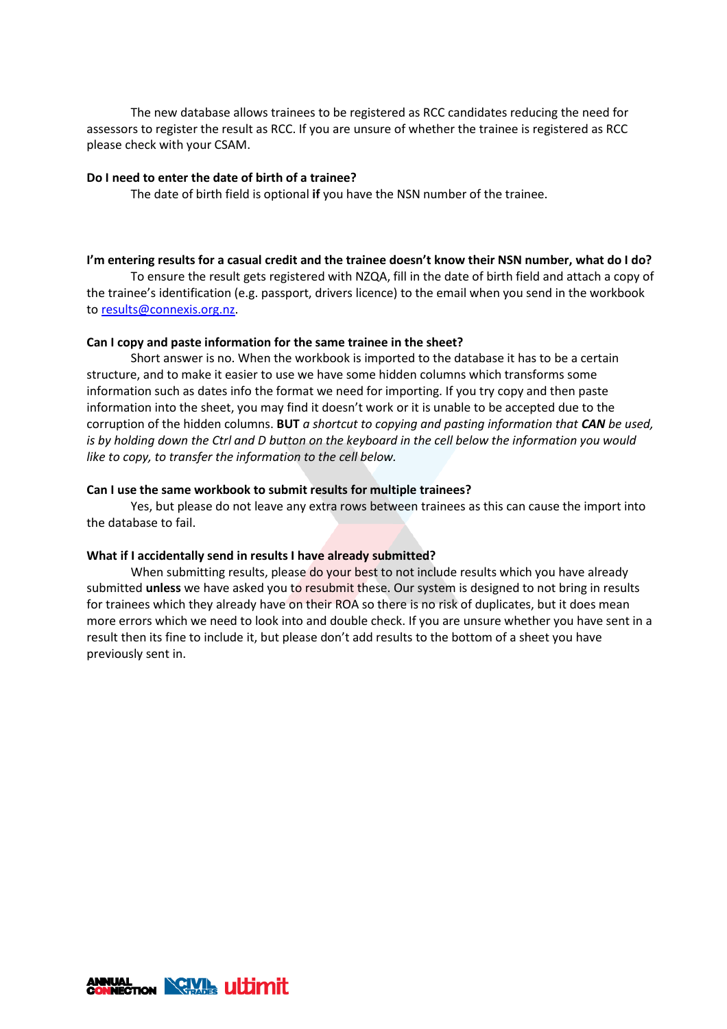The new database allows trainees to be registered as RCC candidates reducing the need for assessors to register the result as RCC. If you are unsure of whether the trainee is registered as RCC please check with your CSAM.

**Do I need to enter the date of birth of a trainee?**

The date of birth field is optional **if** you have the NSN number of the trainee.

**I'm entering results for a casual credit and the trainee doesn't know their NSN number, what do I do?**

To ensure the result gets registered with NZQA, fill in the date of birth field and attach a copy of the trainee's identification (e.g. passport, drivers licence) to the email when you send in the workbook to results@connexis.org.nz.

**Can I copy and paste information for the same trainee in the sheet?**

Short answer is no. When the workbook is imported to the database it has to be a certain structure, and to make it easier to use we have some hidden columns which transforms some information such as dates info the format we need for importing. If you try copy and then paste information into the sheet, you may find it doesn't work or it is unable to be accepted due to the corruption of the hidden columns. **BUT** *a shortcut to copying and pasting information that **CAN** be used, is by holding down the Ctrl and D button on the keyboard in the cell below the information you would like to copy, to transfer the information to the cell below.*

**Can I use the same workbook to submit results for multiple trainees?**

Yes, but please do not leave any extra rows between trainees as this can cause the import into the database to fail.

**What if I accidentally send in results I have already submitted?**

When submitting results, please do your best to not include results which you have already submitted **unless** we have asked you to resubmit these. Our system is designed to not bring in results for trainees which they already have on their ROA so there is no risk of duplicates, but it does mean more errors which we need to look into and double check. If you are unsure whether you have sent in a result then its fine to include it, but please don't add results to the bottom of a sheet you have previously sent in.